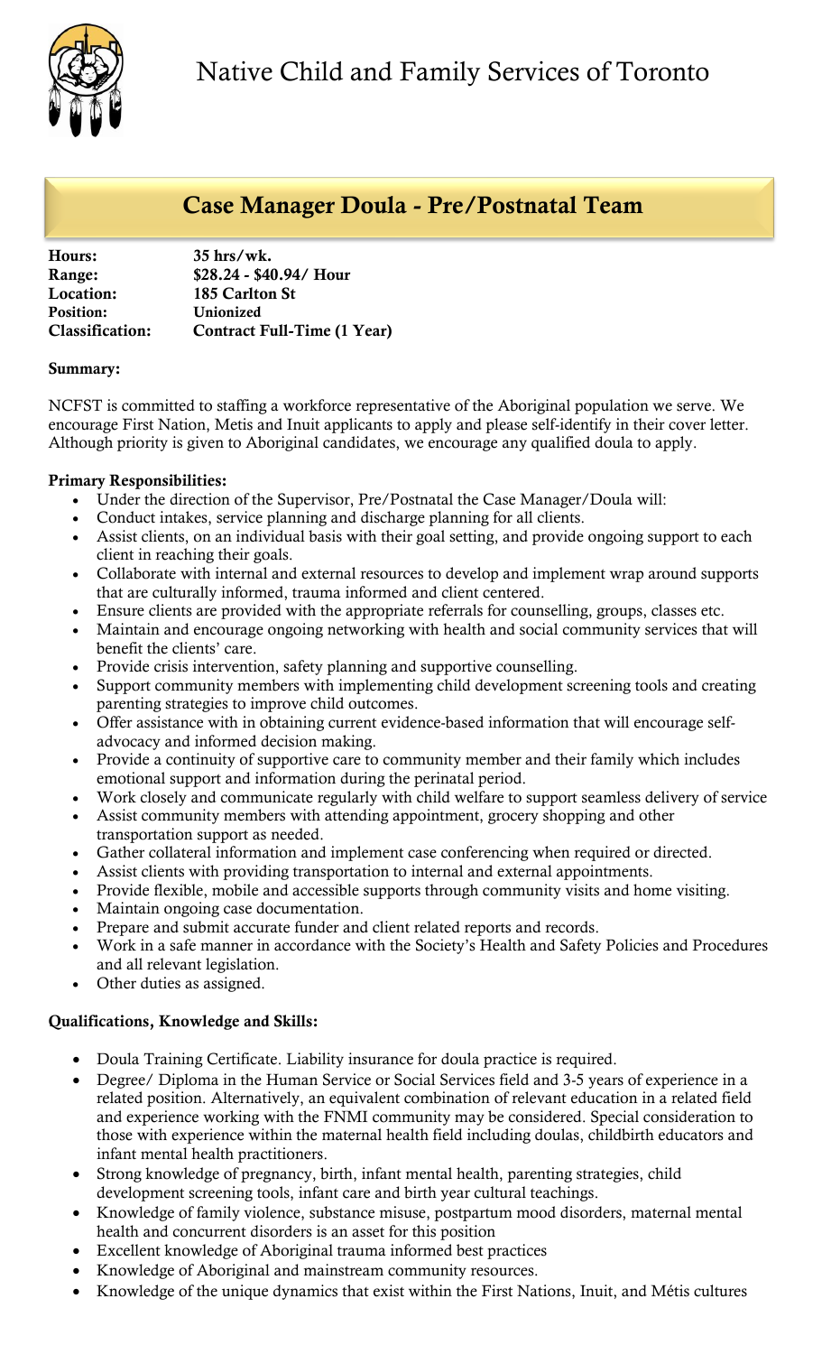# Native Child and Family Services of Toronto

## Case Manager Doula - Pre/Postnatal Team

| | |
|---|---|
| **Hours:** | **35 hrs/wk.** |
| **Range:** | **$28.24 - $40.94/ Hour** |
| **Location:** | **185 Carlton St** |
| **Position:** | **Unionized** |
| **Classification:** | **Contract Full-Time (1 Year)** |

**Summary:**

NCFST is committed to staffing a workforce representative of the Aboriginal population we serve. We encourage First Nation, Metis and Inuit applicants to apply and please self-identify in their cover letter. Although priority is given to Aboriginal candidates, we encourage any qualified doula to apply.

**Primary Responsibilities:**

- Under the direction of the Supervisor, Pre/Postnatal the Case Manager/Doula will:
- Conduct intakes, service planning and discharge planning for all clients.
- Assist clients, on an individual basis with their goal setting, and provide ongoing support to each client in reaching their goals.
- Collaborate with internal and external resources to develop and implement wrap around supports that are culturally informed, trauma informed and client centered.
- Ensure clients are provided with the appropriate referrals for counselling, groups, classes etc.
- Maintain and encourage ongoing networking with health and social community services that will benefit the clients' care.
- Provide crisis intervention, safety planning and supportive counselling.
- Support community members with implementing child development screening tools and creating parenting strategies to improve child outcomes.
- Offer assistance with in obtaining current evidence-based information that will encourage self-advocacy and informed decision making.
- Provide a continuity of supportive care to community member and their family which includes emotional support and information during the perinatal period.
- Work closely and communicate regularly with child welfare to support seamless delivery of service
- Assist community members with attending appointment, grocery shopping and other transportation support as needed.
- Gather collateral information and implement case conferencing when required or directed.
- Assist clients with providing transportation to internal and external appointments.
- Provide flexible, mobile and accessible supports through community visits and home visiting.
- Maintain ongoing case documentation.
- Prepare and submit accurate funder and client related reports and records.
- Work in a safe manner in accordance with the Society's Health and Safety Policies and Procedures and all relevant legislation.
- Other duties as assigned.

**Qualifications, Knowledge and Skills:**

- Doula Training Certificate. Liability insurance for doula practice is required.
- Degree/ Diploma in the Human Service or Social Services field and 3-5 years of experience in a related position. Alternatively, an equivalent combination of relevant education in a related field and experience working with the FNMI community may be considered. Special consideration to those with experience within the maternal health field including doulas, childbirth educators and infant mental health practitioners.
- Strong knowledge of pregnancy, birth, infant mental health, parenting strategies, child development screening tools, infant care and birth year cultural teachings.
- Knowledge of family violence, substance misuse, postpartum mood disorders, maternal mental health and concurrent disorders is an asset for this position
- Excellent knowledge of Aboriginal trauma informed best practices
- Knowledge of Aboriginal and mainstream community resources.
- Knowledge of the unique dynamics that exist within the First Nations, Inuit, and Métis cultures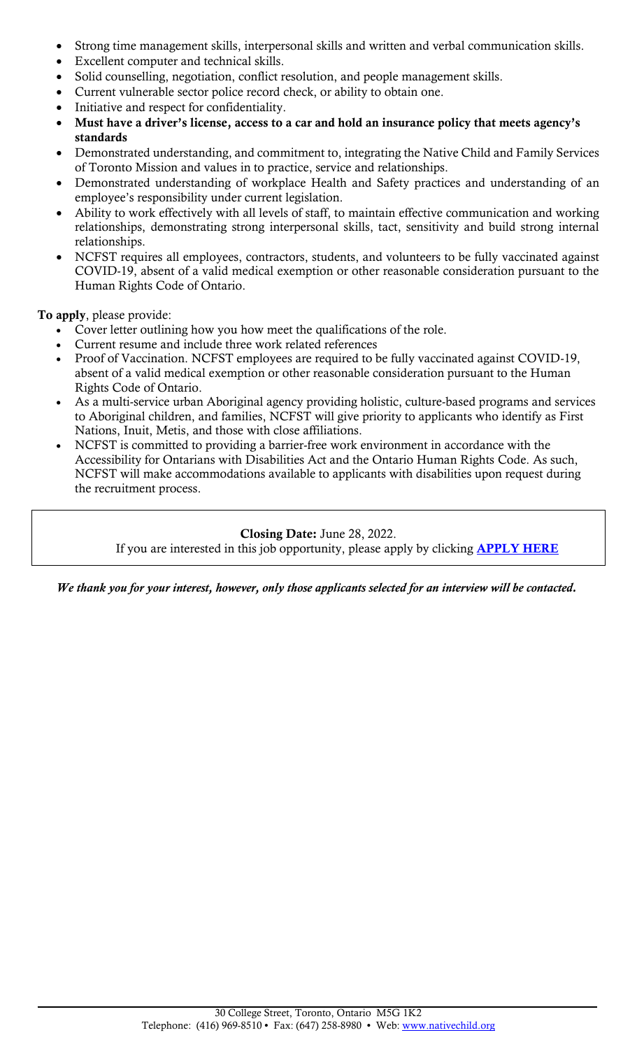- Strong time management skills, interpersonal skills and written and verbal communication skills.
- Excellent computer and technical skills.
- Solid counselling, negotiation, conflict resolution, and people management skills.
- Current vulnerable sector police record check, or ability to obtain one.
- Initiative and respect for confidentiality.
- **Must have a driver's license, access to a car and hold an insurance policy that meets agency's standards**
- Demonstrated understanding, and commitment to, integrating the Native Child and Family Services of Toronto Mission and values in to practice, service and relationships.
- Demonstrated understanding of workplace Health and Safety practices and understanding of an employee's responsibility under current legislation.
- Ability to work effectively with all levels of staff, to maintain effective communication and working relationships, demonstrating strong interpersonal skills, tact, sensitivity and build strong internal relationships.
- NCFST requires all employees, contractors, students, and volunteers to be fully vaccinated against COVID-19, absent of a valid medical exemption or other reasonable consideration pursuant to the Human Rights Code of Ontario.

**To apply**, please provide:

- Cover letter outlining how you how meet the qualifications of the role.
- Current resume and include three work related references
- Proof of Vaccination. NCFST employees are required to be fully vaccinated against COVID-19, absent of a valid medical exemption or other reasonable consideration pursuant to the Human Rights Code of Ontario.
- As a multi-service urban Aboriginal agency providing holistic, culture-based programs and services to Aboriginal children, and families, NCFST will give priority to applicants who identify as First Nations, Inuit, Metis, and those with close affiliations.
- NCFST is committed to providing a barrier-free work environment in accordance with the Accessibility for Ontarians with Disabilities Act and the Ontario Human Rights Code. As such, NCFST will make accommodations available to applicants with disabilities upon request during the recruitment process.

**Closing Date:** June 28, 2022.

If you are interested in this job opportunity, please apply by clicking **APPLY HERE**

***We thank you for your interest, however, only those applicants selected for an interview will be contacted.***

30 College Street, Toronto, Ontario M5G 1K2
Telephone: (416) 969-8510 • Fax: (647) 258-8980 • Web: www.nativechild.org